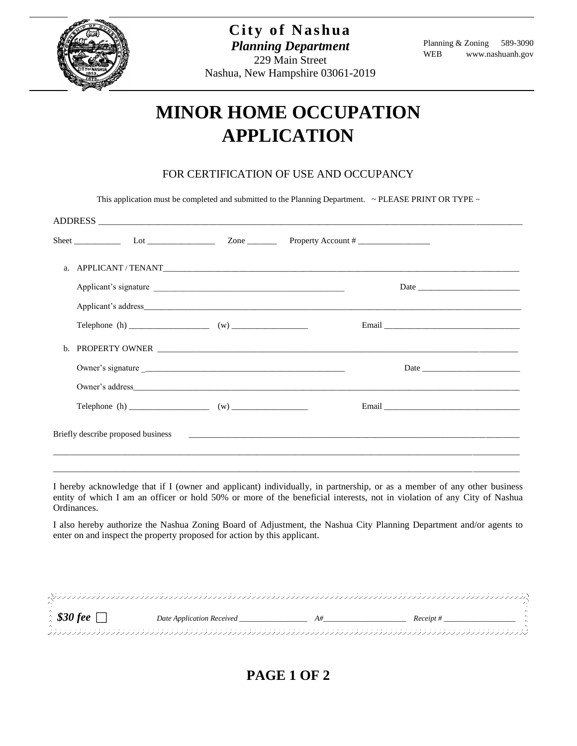**City of Nashua**
***Planning Department***
229 Main Street
Nashua, New Hampshire 03061-2019

Planning & Zoning 589-3090
WEB www.nashuanh.gov

# MINOR HOME OCCUPATION APPLICATION

FOR CERTIFICATION OF USE AND OCCUPANCY

This application must be completed and submitted to the Planning Department. ~ PLEASE PRINT OR TYPE ~

ADDRESS ______________________________________________________________

Sheet __________ Lot ______________ Zone _______ Property Account # ________________

a. APPLICANT / TENANT______________________________________________________

Applicant's signature ___________________________________ Date ____________________

Applicant's address______________________________________________________________

Telephone (h) _________________ (w) ________________ Email ___________________________

b. PROPERTY OWNER ______________________________________________________

Owner's signature ______________________________________ Date ____________________

Owner's address_________________________________________________________________

Telephone (h) _________________ (w) ________________ Email ___________________________

Briefly describe proposed business ______________________________________________________

_______________________________________________________________________________

_______________________________________________________________________________

I hereby acknowledge that if I (owner and applicant) individually, in partnership, or as a member of any other business entity of which I am an officer or hold 50% or more of the beneficial interests, not in violation of any City of Nashua Ordinances.

I also hereby authorize the Nashua Zoning Board of Adjustment, the Nashua City Planning Department and/or agents to enter on and inspect the property proposed for action by this applicant.

***$30 fee*** ☐ *Date Application Received* ________________ *A#*____________________ *Receipt #* __________________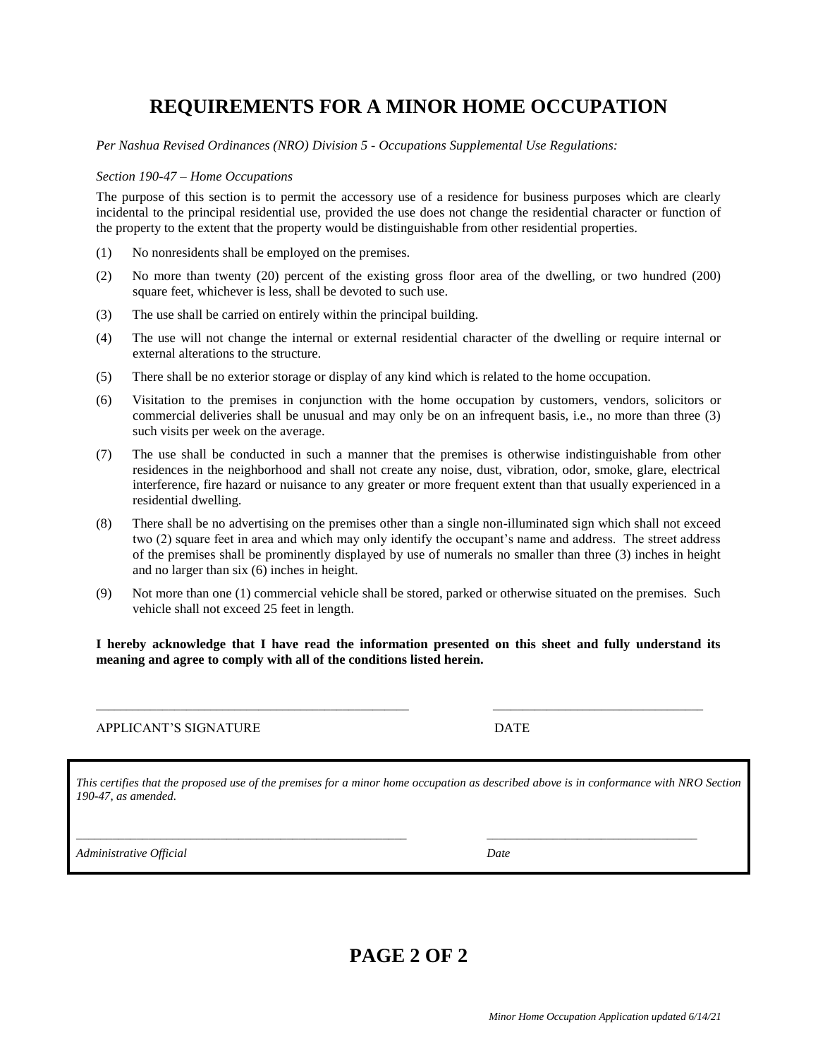# REQUIREMENTS FOR A MINOR HOME OCCUPATION

*Per Nashua Revised Ordinances (NRO) Division 5 - Occupations Supplemental Use Regulations:*

*Section 190-47 – Home Occupations*

The purpose of this section is to permit the accessory use of a residence for business purposes which are clearly incidental to the principal residential use, provided the use does not change the residential character or function of the property to the extent that the property would be distinguishable from other residential properties.

(1) No nonresidents shall be employed on the premises.

(2) No more than twenty (20) percent of the existing gross floor area of the dwelling, or two hundred (200) square feet, whichever is less, shall be devoted to such use.

(3) The use shall be carried on entirely within the principal building.

(4) The use will not change the internal or external residential character of the dwelling or require internal or external alterations to the structure.

(5) There shall be no exterior storage or display of any kind which is related to the home occupation.

(6) Visitation to the premises in conjunction with the home occupation by customers, vendors, solicitors or commercial deliveries shall be unusual and may only be on an infrequent basis, i.e., no more than three (3) such visits per week on the average.

(7) The use shall be conducted in such a manner that the premises is otherwise indistinguishable from other residences in the neighborhood and shall not create any noise, dust, vibration, odor, smoke, glare, electrical interference, fire hazard or nuisance to any greater or more frequent extent than that usually experienced in a residential dwelling.

(8) There shall be no advertising on the premises other than a single non-illuminated sign which shall not exceed two (2) square feet in area and which may only identify the occupant's name and address. The street address of the premises shall be prominently displayed by use of numerals no smaller than three (3) inches in height and no larger than six (6) inches in height.

(9) Not more than one (1) commercial vehicle shall be stored, parked or otherwise situated on the premises. Such vehicle shall not exceed 25 feet in length.

**I hereby acknowledge that I have read the information presented on this sheet and fully understand its meaning and agree to comply with all of the conditions listed herein.**

_______________________________________________ _______________________________

APPLICANT'S SIGNATURE DATE

*This certifies that the proposed use of the premises for a minor home occupation as described above is in conformance with NRO Section 190-47, as amended.*

_______________________________________________ _______________________________

*Administrative Official* *Date*

*Minor Home Occupation Application updated 6/14/21*